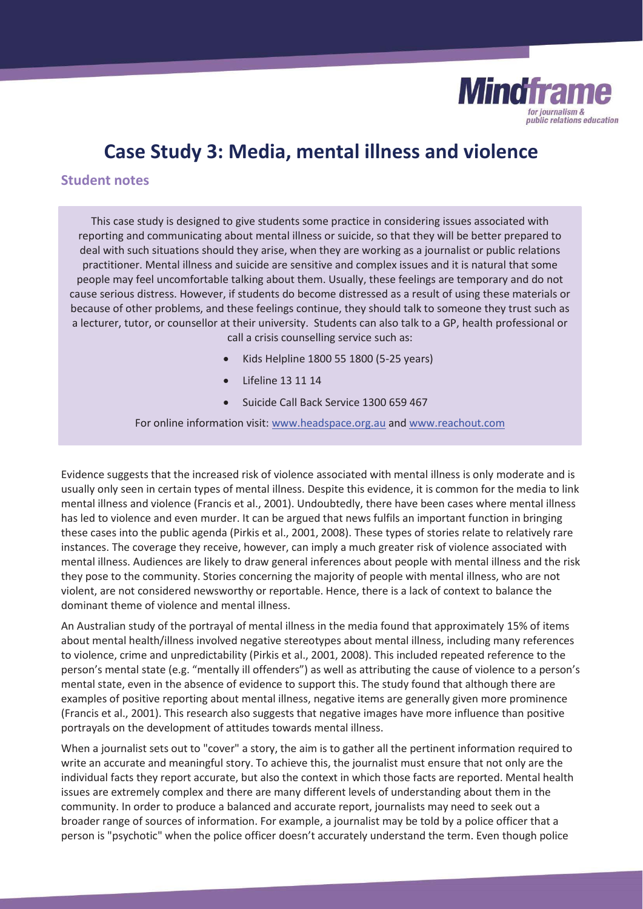# Case Study 3: Media, mental illness and violence

## Student notes

This case study is designed to give students some practice in considering issues associated with reporting and communicating about mental illness or suicide, so that they will be better prepared to deal with such situations should they arise, when they are working as a journalist or public relations practitioner. Mental illness and suicide are sensitive and complex issues and it is natural that some people may feel uncomfortable talking about them. Usually, these feelings are temporary and do not cause serious distress. However, if students do become distressed as a result of using these materials or because of other problems, and these feelings continue, they should talk to someone they trust such as a lecturer, tutor, or counsellor at their university. Students can also talk to a GP, health professional or call a crisis counselling service such as:

- Kids Helpline 1800 55 1800 (5-25 years)
- Lifeline 13 11 14
- Suicide Call Back Service 1300 659 467

For online information visit: www.headspace.org.au and www.reachout.com

Evidence suggests that the increased risk of violence associated with mental illness is only moderate and is usually only seen in certain types of mental illness. Despite this evidence, it is common for the media to link mental illness and violence (Francis et al., 2001). Undoubtedly, there have been cases where mental illness has led to violence and even murder. It can be argued that news fulfils an important function in bringing these cases into the public agenda (Pirkis et al., 2001, 2008). These types of stories relate to relatively rare instances. The coverage they receive, however, can imply a much greater risk of violence associated with mental illness. Audiences are likely to draw general inferences about people with mental illness and the risk they pose to the community. Stories concerning the majority of people with mental illness, who are not violent, are not considered newsworthy or reportable. Hence, there is a lack of context to balance the dominant theme of violence and mental illness.

An Australian study of the portrayal of mental illness in the media found that approximately 15% of items about mental health/illness involved negative stereotypes about mental illness, including many references to violence, crime and unpredictability (Pirkis et al., 2001, 2008). This included repeated reference to the person's mental state (e.g. "mentally ill offenders") as well as attributing the cause of violence to a person's mental state, even in the absence of evidence to support this. The study found that although there are examples of positive reporting about mental illness, negative items are generally given more prominence (Francis et al., 2001). This research also suggests that negative images have more influence than positive portrayals on the development of attitudes towards mental illness.

When a journalist sets out to "cover" a story, the aim is to gather all the pertinent information required to write an accurate and meaningful story. To achieve this, the journalist must ensure that not only are the individual facts they report accurate, but also the context in which those facts are reported. Mental health issues are extremely complex and there are many different levels of understanding about them in the community. In order to produce a balanced and accurate report, journalists may need to seek out a broader range of sources of information. For example, a journalist may be told by a police officer that a person is "psychotic" when the police officer doesn't accurately understand the term. Even though police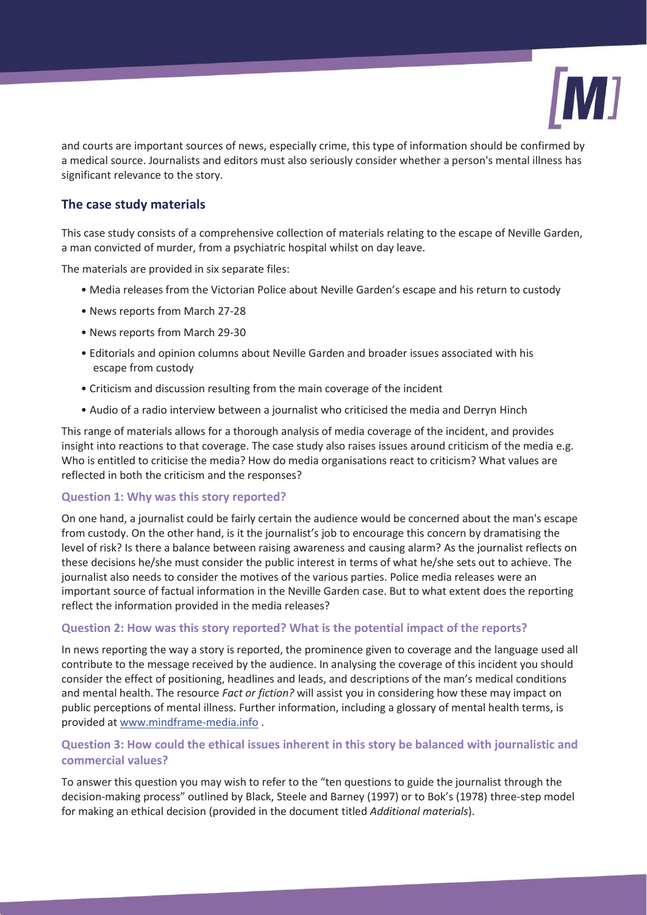and courts are important sources of news, especially crime, this type of information should be confirmed by a medical source. Journalists and editors must also seriously consider whether a person's mental illness has significant relevance to the story.

## The case study materials

This case study consists of a comprehensive collection of materials relating to the escape of Neville Garden, a man convicted of murder, from a psychiatric hospital whilst on day leave.

The materials are provided in six separate files:

- Media releases from the Victorian Police about Neville Garden's escape and his return to custody
- News reports from March 27-28
- News reports from March 29-30
- Editorials and opinion columns about Neville Garden and broader issues associated with his escape from custody
- Criticism and discussion resulting from the main coverage of the incident
- Audio of a radio interview between a journalist who criticised the media and Derryn Hinch

This range of materials allows for a thorough analysis of media coverage of the incident, and provides insight into reactions to that coverage. The case study also raises issues around criticism of the media e.g. Who is entitled to criticise the media? How do media organisations react to criticism? What values are reflected in both the criticism and the responses?

### Question 1: Why was this story reported?

On one hand, a journalist could be fairly certain the audience would be concerned about the man's escape from custody. On the other hand, is it the journalist's job to encourage this concern by dramatising the level of risk? Is there a balance between raising awareness and causing alarm? As the journalist reflects on these decisions he/she must consider the public interest in terms of what he/she sets out to achieve. The journalist also needs to consider the motives of the various parties. Police media releases were an important source of factual information in the Neville Garden case. But to what extent does the reporting reflect the information provided in the media releases?

### Question 2: How was this story reported? What is the potential impact of the reports?

In news reporting the way a story is reported, the prominence given to coverage and the language used all contribute to the message received by the audience. In analysing the coverage of this incident you should consider the effect of positioning, headlines and leads, and descriptions of the man's medical conditions and mental health. The resource *Fact or fiction?* will assist you in considering how these may impact on public perceptions of mental illness. Further information, including a glossary of mental health terms, is provided at www.mindframe-media.info .

### Question 3: How could the ethical issues inherent in this story be balanced with journalistic and commercial values?

To answer this question you may wish to refer to the "ten questions to guide the journalist through the decision-making process" outlined by Black, Steele and Barney (1997) or to Bok's (1978) three-step model for making an ethical decision (provided in the document titled *Additional materials*).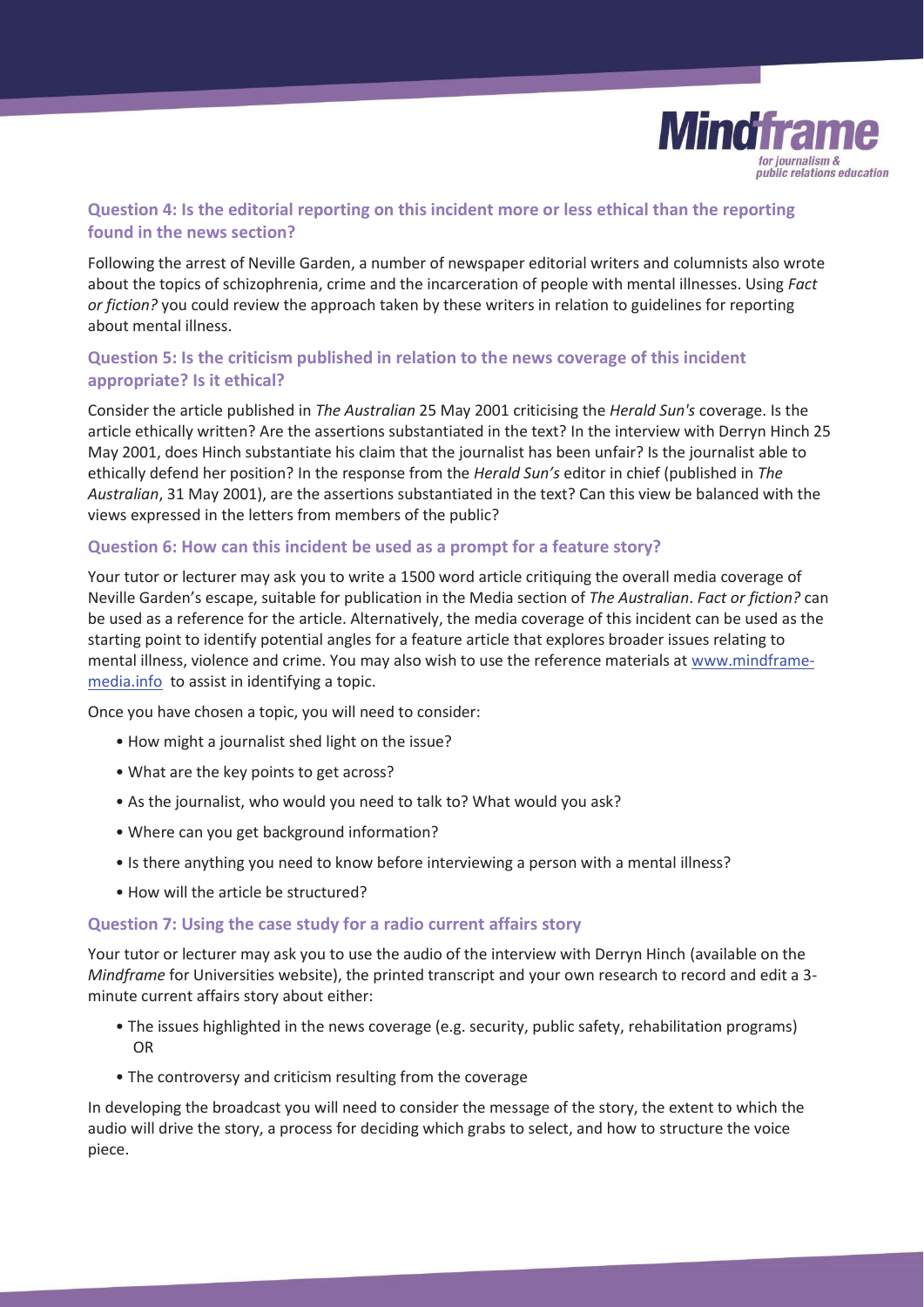## Question 4: Is the editorial reporting on this incident more or less ethical than the reporting found in the news section?

Following the arrest of Neville Garden, a number of newspaper editorial writers and columnists also wrote about the topics of schizophrenia, crime and the incarceration of people with mental illnesses. Using *Fact or fiction?* you could review the approach taken by these writers in relation to guidelines for reporting about mental illness.

## Question 5: Is the criticism published in relation to the news coverage of this incident appropriate? Is it ethical?

Consider the article published in *The Australian* 25 May 2001 criticising the *Herald Sun's* coverage. Is the article ethically written? Are the assertions substantiated in the text? In the interview with Derryn Hinch 25 May 2001, does Hinch substantiate his claim that the journalist has been unfair? Is the journalist able to ethically defend her position? In the response from the *Herald Sun's* editor in chief (published in *The Australian*, 31 May 2001), are the assertions substantiated in the text? Can this view be balanced with the views expressed in the letters from members of the public?

## Question 6: How can this incident be used as a prompt for a feature story?

Your tutor or lecturer may ask you to write a 1500 word article critiquing the overall media coverage of Neville Garden's escape, suitable for publication in the Media section of *The Australian*. *Fact or fiction?* can be used as a reference for the article. Alternatively, the media coverage of this incident can be used as the starting point to identify potential angles for a feature article that explores broader issues relating to mental illness, violence and crime. You may also wish to use the reference materials at www.mindframe-media.info to assist in identifying a topic.

Once you have chosen a topic, you will need to consider:

- How might a journalist shed light on the issue?
- What are the key points to get across?
- As the journalist, who would you need to talk to? What would you ask?
- Where can you get background information?
- Is there anything you need to know before interviewing a person with a mental illness?
- How will the article be structured?

## Question 7: Using the case study for a radio current affairs story

Your tutor or lecturer may ask you to use the audio of the interview with Derryn Hinch (available on the *Mindframe* for Universities website), the printed transcript and your own research to record and edit a 3-minute current affairs story about either:

- The issues highlighted in the news coverage (e.g. security, public safety, rehabilitation programs) OR
- The controversy and criticism resulting from the coverage

In developing the broadcast you will need to consider the message of the story, the extent to which the audio will drive the story, a process for deciding which grabs to select, and how to structure the voice piece.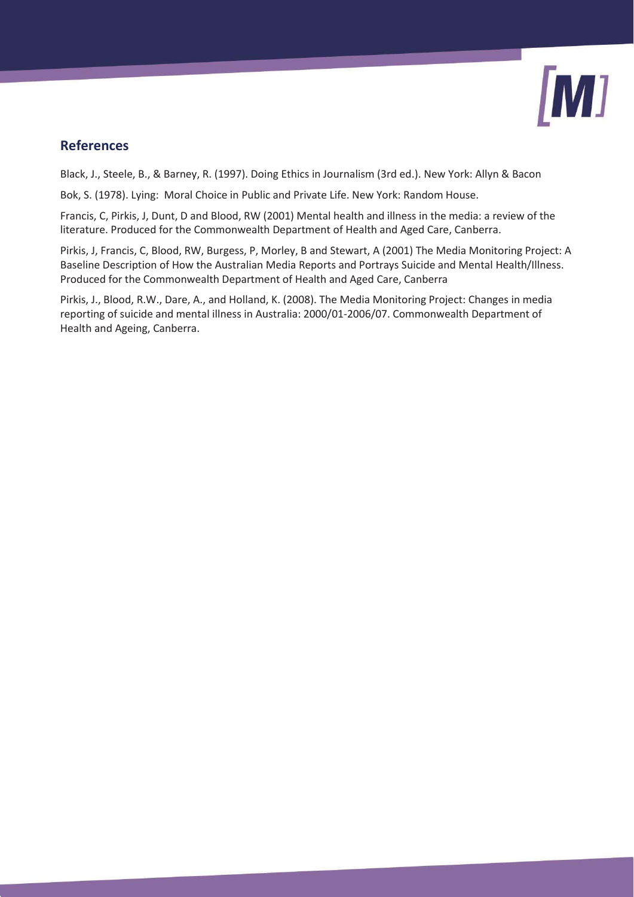## References

Black, J., Steele, B., & Barney, R. (1997). Doing Ethics in Journalism (3rd ed.). New York: Allyn & Bacon

Bok, S. (1978). Lying:  Moral Choice in Public and Private Life. New York: Random House.

Francis, C, Pirkis, J, Dunt, D and Blood, RW (2001) Mental health and illness in the media: a review of the literature. Produced for the Commonwealth Department of Health and Aged Care, Canberra.

Pirkis, J, Francis, C, Blood, RW, Burgess, P, Morley, B and Stewart, A (2001) The Media Monitoring Project: A Baseline Description of How the Australian Media Reports and Portrays Suicide and Mental Health/Illness. Produced for the Commonwealth Department of Health and Aged Care, Canberra

Pirkis, J., Blood, R.W., Dare, A., and Holland, K. (2008). The Media Monitoring Project: Changes in media reporting of suicide and mental illness in Australia: 2000/01-2006/07. Commonwealth Department of Health and Ageing, Canberra.